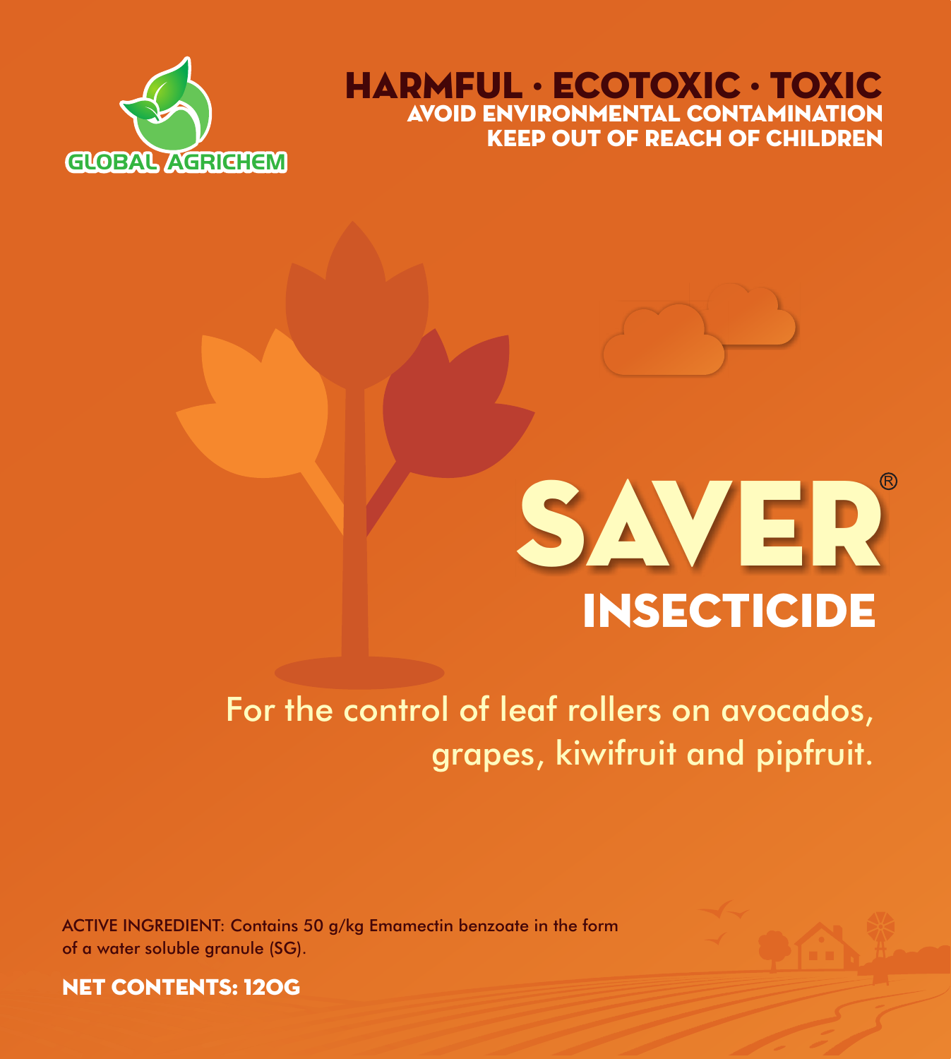GLOBAL AGRICHEM

**HARMFUL · ECOTOXIC · TOXIC**
**AVOID ENVIRONMENTAL CONTAMINATION**
**KEEP OUT OF REACH OF CHILDREN**

# SAVER®

## INSECTICIDE

For the control of leaf rollers on avocados, grapes, kiwifruit and pipfruit.

ACTIVE INGREDIENT: Contains 50 g/kg Emamectin benzoate in the form of a water soluble granule (SG).

**NET CONTENTS: 120G**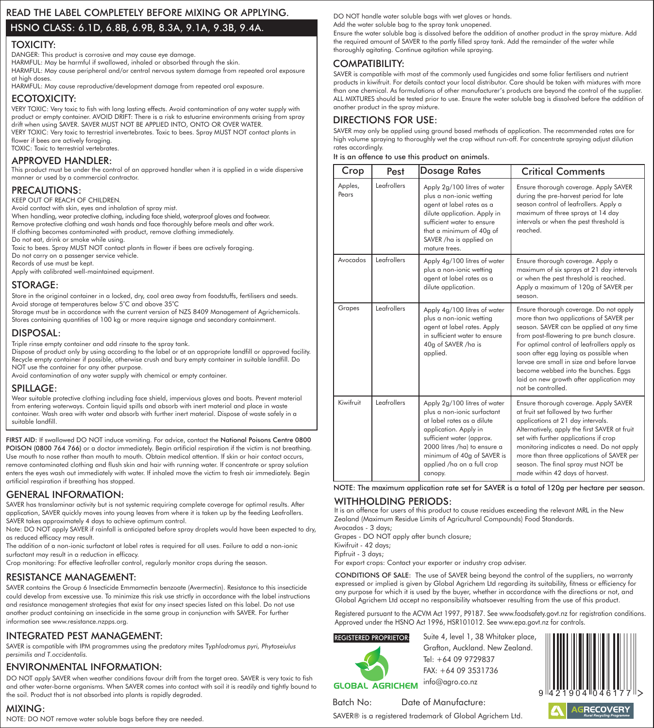READ THE LABEL COMPLETELY BEFORE MIXING OR APPLYING.

## HSNO CLASS: 6.1D, 6.8B, 6.9B, 8.3A, 9.1A, 9.3B, 9.4A.

## TOXICITY:

DANGER: This product is corrosive and may cause eye damage.
HARMFUL: May be harmful if swallowed, inhaled or absorbed through the skin.
HARMFUL: May cause peripheral and/or central nervous system damage from repeated oral exposure at high doses.
HARMFUL: May cause reproductive/development damage from repeated oral exposure.

## ECOTOXICITY:

VERY TOXIC: Very toxic to fish with long lasting effects. Avoid contamination of any water supply with product or empty container. AVOID DRIFT: There is a risk to estuarine environments arising from spray drift when using SAVER. SAVER MUST NOT BE APPLIED INTO, ONTO OR OVER WATER.
VERY TOXIC: Very toxic to terrestrial invertebrates. Toxic to bees. Spray MUST NOT contact plants in flower if bees are actively foraging.
TOXIC: Toxic to terrestrial vertebrates.

## APPROVED HANDLER:

This product must be under the control of an approved handler when it is applied in a wide dispersive manner or used by a commercial contractor.

## PRECAUTIONS:

KEEP OUT OF REACH OF CHILDREN.
Avoid contact with skin, eyes and inhalation of spray mist.
When handling, wear protective clothing, including face shield, waterproof gloves and footwear.
Remove protective clothing and wash hands and face thoroughly before meals and after work.
If clothing becomes contaminated with product, remove clothing immediately.
Do not eat, drink or smoke while using.
Toxic to bees. Spray MUST NOT contact plants in flower if bees are actively foraging.
Do not carry on a passenger service vehicle.
Records of use must be kept.
Apply with calibrated well-maintained equipment.

## STORAGE:

Store in the original container in a locked, dry, cool area away from foodstuffs, fertilisers and seeds. Avoid storage at temperatures below 5°C and above 35°C
Storage must be in accordance with the current version of NZS 8409 Management of Agrichemicals. Stores containing quantities of 100 kg or more require signage and secondary containment.

## DISPOSAL:

Triple rinse empty container and add rinsate to the spray tank.
Dispose of product only by using according to the label or at an appropriate landfill or approved facility. Recycle empty container if possible, otherwise crush and bury empty container in suitable landfill. Do NOT use the container for any other purpose.
Avoid contamination of any water supply with chemical or empty container.

## SPILLAGE:

Wear suitable protective clothing including face shield, impervious gloves and boots. Prevent material from entering waterways. Contain liquid spills and absorb with inert material and place in waste container. Wash area with water and absorb with further inert material. Dispose of waste safely in a suitable landfill.

**FIRST AID**: If swallowed DO NOT induce vomiting. For advice, contact the **National Poisons Centre 0800 POISON (0800 764 766)** or a doctor immediately. Begin artificial respiration if the victim is not breathing. Use mouth to nose rather than mouth to mouth. Obtain medical attention. If skin or hair contact occurs, remove contaminated clothing and flush skin and hair with running water. If concentrate or spray solution enters the eyes wash out immediately with water. If inhaled move the victim to fresh air immediately. Begin artificial respiration if breathing has stopped.

## GENERAL INFORMATION:

SAVER has translaminar activity but is not systemic requiring complete coverage for optimal results. After application, SAVER quickly moves into young leaves from where it is taken up by the feeding Leafrollers. SAVER takes approximately 4 days to achieve optimum control.
Note: DO NOT apply SAVER if rainfall is anticipated before spray droplets would have been expected to dry, as reduced efficacy may result.
The addition of a non-ionic surfactant at label rates is required for all uses. Failure to add a non-ionic surfactant may result in a reduction in efficacy.
Crop monitoring: For effective leafroller control, regularly monitor crops during the season.

## RESISTANCE MANAGEMENT:

SAVER contains the Group 6 Insecticide Emmamectin benzoate (Avermectin). Resistance to this insecticide could develop from excessive use. To minimize this risk use strictly in accordance with the label instructions and resistance management strategies that exist for any insect species listed on this label. Do not use another product containing an insecticide in the same group in conjunction with SAVER. For further information see www.resistance.nzpps.org.

## INTEGRATED PEST MANAGEMENT:

SAVER is compatible with IPM programmes using the predatory mites *Typhlodromus pyri, Phytoseiulus persimilis and T.occidentalis.*

## ENVIRONMENTAL INFORMATION:

DO NOT apply SAVER when weather conditions favour drift from the target area. SAVER is very toxic to fish and other water-borne organisms. When SAVER comes into contact with soil it is readily and tightly bound to the soil. Product that is not absorbed into plants is rapidly degraded.

## MIXING:

NOTE: DO NOT remove water soluble bags before they are needed.
DO NOT handle water soluble bags with wet gloves or hands.
Add the water soluble bag to the spray tank unopened.
Ensure the water soluble bag is dissolved before the addition of another product in the spray mixture. Add the required amount of SAVER to the partly filled spray tank. Add the remainder of the water while thoroughly agitating. Continue agitation while spraying.

## COMPATIBILITY:

SAVER is compatible with most of the commonly used fungicides and some foliar fertilisers and nutrient products in kiwifruit. For details contact your local distributor. Care should be taken with mixtures with more than one chemical. As formulations of other manufacturer's products are beyond the control of the supplier. ALL MIXTURES should be tested prior to use. Ensure the water soluble bag is dissolved before the addition of another product in the spray mixture.

## DIRECTIONS FOR USE:

SAVER may only be applied using ground based methods of application. The recommended rates are for high volume spraying to thoroughly wet the crop without run-off. For concentrate spraying adjust dilution rates accordingly.

It is an offence to use this product on animals.

| Crop | Pest | Dosage Rates | Critical Comments |
|---|---|---|---|
| Apples, Pears | Leafrollers | Apply 2g/100 litres of water plus a non-ionic wetting agent at label rates as a dilute application. Apply in sufficient water to ensure that a minimum of 40g of SAVER /ha is applied on mature trees. | Ensure thorough coverage. Apply SAVER during the pre-harvest period for late season control of leafrollers. Apply a maximum of three sprays at 14 day intervals or when the pest threshold is reached. |
| Avocados | Leafrollers | Apply 4g/100 litres of water plus a non-ionic wetting agent at label rates as a dilute application. | Ensure thorough coverage. Apply a maximum of six sprays at 21 day intervals or when the pest threshold is reached. Apply a maximum of 120g of SAVER per season. |
| Grapes | Leafrollers | Apply 4g/100 litres of water plus a non-ionic wetting agent at label rates. Apply in sufficient water to ensure 40g of SAVER /ha is applied. | Ensure thorough coverage. Do not apply more than two applications of SAVER per season. SAVER can be applied at any time from post-flowering to pre bunch closure. For optimal control of leafrollers apply as soon after egg laying as possible when larvae are small in size and before larvae become webbed into the bunches. Eggs laid on new growth after application may not be controlled. |
| Kiwifruit | Leafrollers | Apply 2g/100 litres of water plus a non-ionic surfactant at label rates as a dilute application. Apply in sufficient water (approx. 2000 litres /ha) to ensure a minimum of 40g of SAVER is applied /ha on a full crop canopy. | Ensure thorough coverage. Apply SAVER at fruit set followed by two further applications at 21 day intervals. Alternatively, apply the first SAVER at fruit set with further applications if crop monitoring indicates a need. Do not apply more than three applications of SAVER per season. The final spray must NOT be made within 42 days of harvest. |

NOTE: The maximum application rate set for SAVER is a total of 120g per hectare per season.

## WITHHOLDING PERIODS:

It is an offence for users of this product to cause residues exceeding the relevant MRL in the New Zealand (Maximum Residue Limits of Agricultural Compounds) Food Standards.
Avocados - 3 days;
Grapes - DO NOT apply after bunch closure;
Kiwifruit - 42 days;
Pipfruit - 3 days;
For export crops: Contact your exporter or industry crop adviser.

**CONDITIONS OF SALE**: The use of SAVER being beyond the control of the suppliers, no warranty expressed or implied is given by Global Agrichem Ltd regarding its suitability, fitness or efficiency for any purpose for which it is used by the buyer, whether in accordance with the directions or not, and Global Agrichem Ltd accept no responsibility whatsoever resulting from the use of this product.

Registered pursuant to the ACVM Act 1997, P9187. See www.foodsafety.govt.nz for registration conditions. Approved under the HSNO Act 1996, HSR101012. See www.epa.govt.nz for controls.

REGISTERED PROPRIETOR:
GLOBAL AGRICHEM
Suite 4, level 1, 38 Whitaker place,
Grafton, Auckland. New Zealand.
Tel: +64 09 9729837
FAX: +64 09 3531736
info@agro.co.nz

9 421904 046177

Batch No: Date of Manufacture:

SAVER® is a registered trademark of Global Agrichem Ltd.

AGRECOVERY Rural Recycling Programme